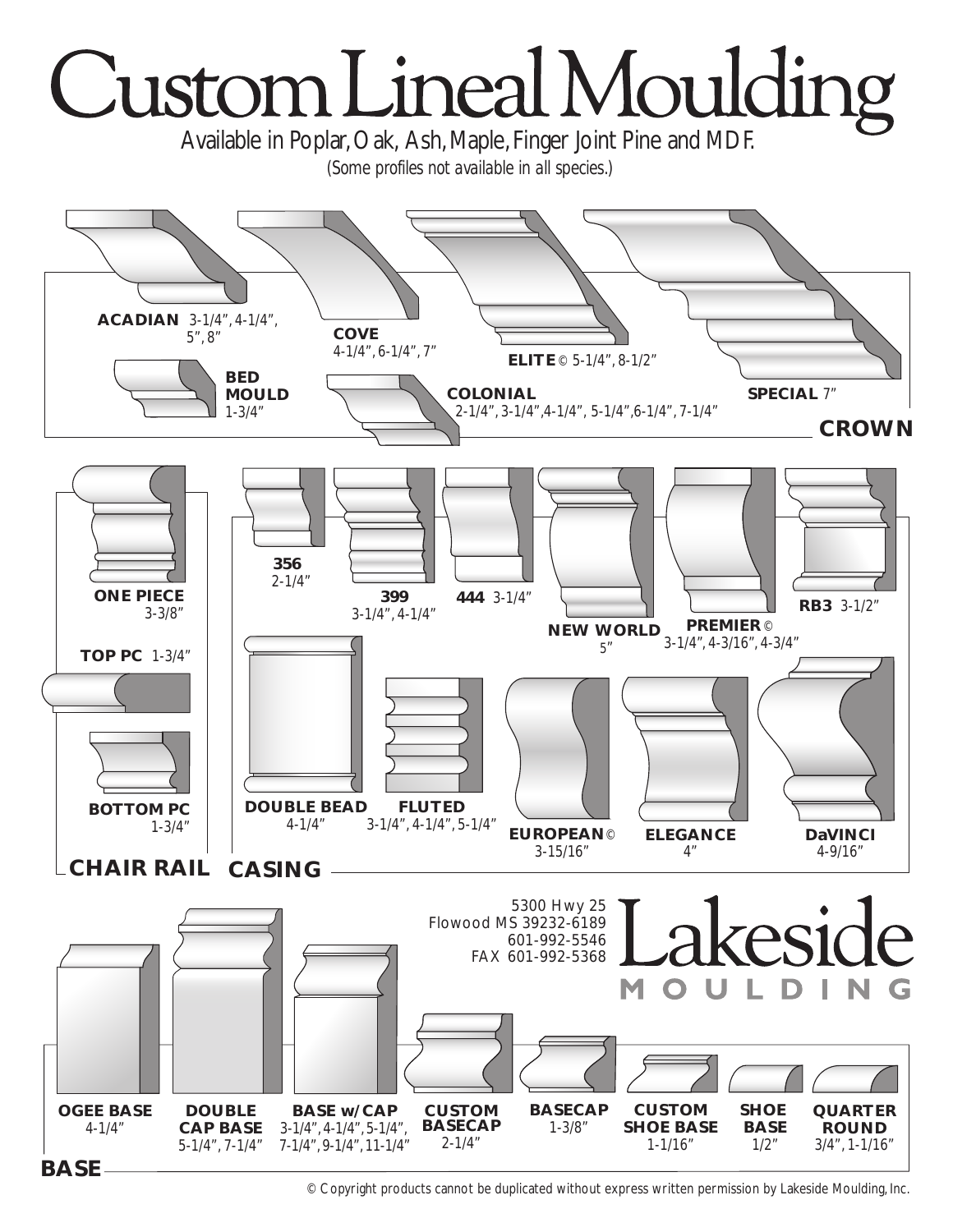# Custom Lineal Moulding

Available in Poplar, Oak, Ash, Maple, Finger Joint Pine and MDF.

(Some profiles not available in all species.)

## CROWN

**ACADIAN** 3-1/4", 4-1/4", 5", 8"

**COVE** 4-1/4", 6-1/4", 7"

**ELITE** © 5-1/4", 8-1/2"

**SPECIAL** 7"

**BED MOULD** 1-3/4"

**COLONIAL** 2-1/4", 3-1/4", 4-1/4", 5-1/4", 6-1/4", 7-1/4"

## CHAIR RAIL

**ONE PIECE** 3-3/8"

**TOP PC** 1-3/4"

**BOTTOM PC** 1-3/4"

## CASING

**356** 2-1/4"

**399** 3-1/4", 4-1/4"

**444** 3-1/4"

**NEW WORLD** 5"

**PREMIER** © 3-1/4", 4-3/16", 4-3/4"

**RB3** 3-1/2"

**DOUBLE BEAD** 4-1/4"

**FLUTED** 3-1/4", 4-1/4", 5-1/4"

**EUROPEAN** © 3-15/16"

**ELEGANCE** 4"

**DaVINCI** 4-9/16"

## BASE

**OGEE BASE** 4-1/4"

**DOUBLE CAP BASE** 5-1/4", 7-1/4"

**BASE w/CAP** 3-1/4", 4-1/4", 5-1/4", 7-1/4", 9-1/4", 11-1/4"

**CUSTOM BASECAP** 2-1/4"

**BASECAP** 1-3/8"

**CUSTOM SHOE BASE** 1-1/16"

**SHOE BASE** 1/2"

**QUARTER ROUND** 3/4", 1-1/16"

---

**Lakeside MOULDING**

5300 Hwy 25
Flowood MS 39232-6189
601-992-5546
FAX 601-992-5368

© Copyright products cannot be duplicated without express written permission by Lakeside Moulding, Inc.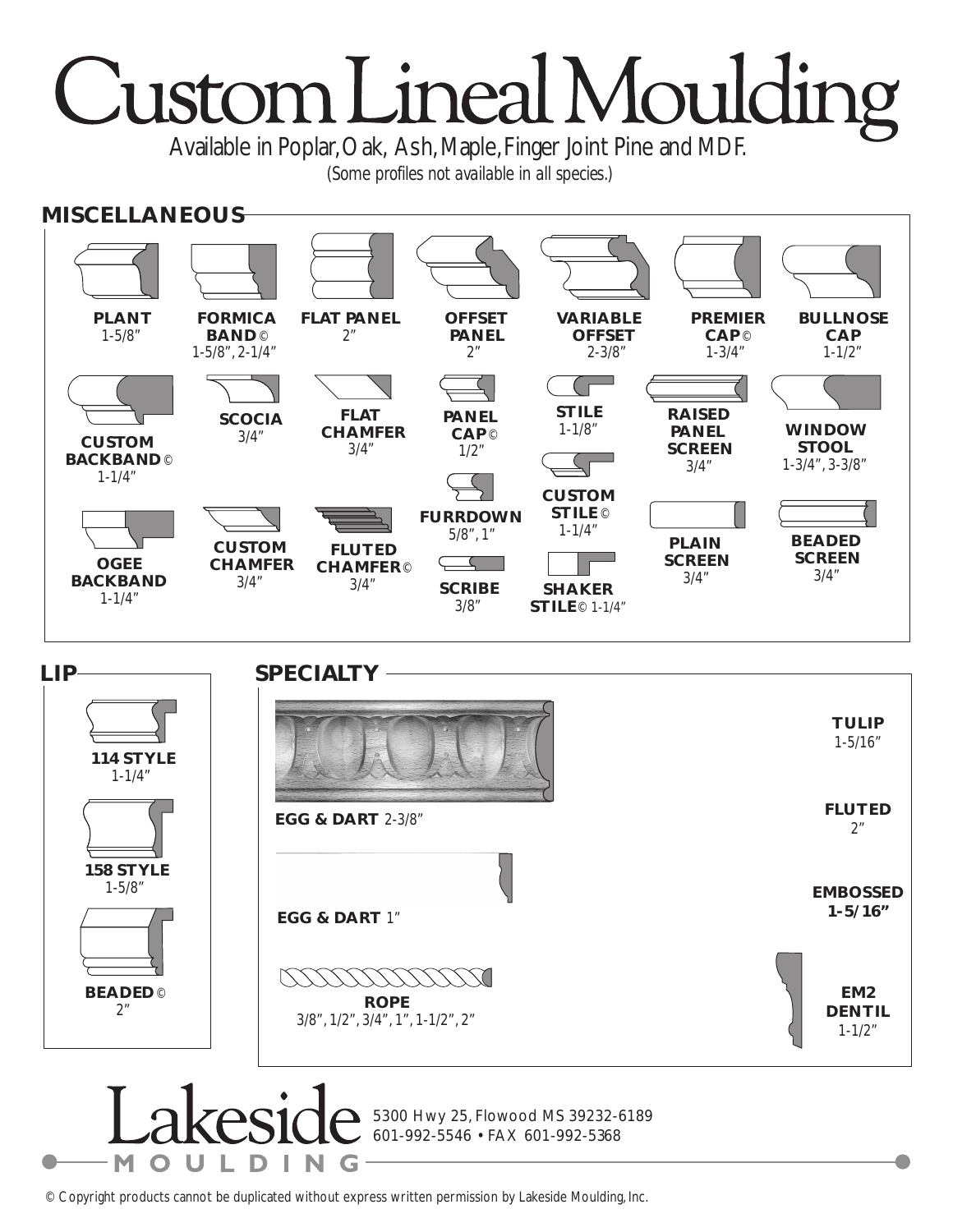# Custom Lineal Moulding

Available in Poplar, Oak, Ash, Maple, Finger Joint Pine and MDF.

*(Some profiles not available in all species.)*

## MISCELLANEOUS

**PLANT** 1-5/8"

**FORMICA BAND**© 1-5/8", 2-1/4"

**FLAT PANEL** 2"

**OFFSET PANEL** 2"

**VARIABLE OFFSET** 2-3/8"

**PREMIER CAP**© 1-3/4"

**BULLNOSE CAP** 1-1/2"

**CUSTOM BACKBAND**© 1-1/4"

**SCOCIA** 3/4"

**FLAT CHAMFER** 3/4"

**PANEL CAP**© 1/2"

**STILE** 1-1/8"

**RAISED PANEL SCREEN** 3/4"

**WINDOW STOOL** 1-3/4", 3-3/8"

**FURRDOWN** 5/8", 1"

**CUSTOM STILE**© 1-1/4"

**OGEE BACKBAND** 1-1/4"

**CUSTOM CHAMFER** 3/4"

**FLUTED CHAMFER**© 3/4"

**SCRIBE** 3/8"

**SHAKER STILE**© 1-1/4"

**PLAIN SCREEN** 3/4"

**BEADED SCREEN** 3/4"

## LIP

**114 STYLE** 1-1/4"

**158 STYLE** 1-5/8"

**BEADED**© 2"

## SPECIALTY

**EGG & DART** 2-3/8"

**EGG & DART** 1"

**ROPE** 3/8", 1/2", 3/4", 1", 1-1/2", 2"

**TULIP** 1-5/16"

**FLUTED** 2"

**EMBOSSED 1-5/16"**

**EM2 DENTIL** 1-1/2"

Lakeside MOULDING

5300 Hwy 25, Flowood MS 39232-6189
601-992-5546 • FAX 601-992-5368

© Copyright products cannot be duplicated without express written permission by Lakeside Moulding, Inc.